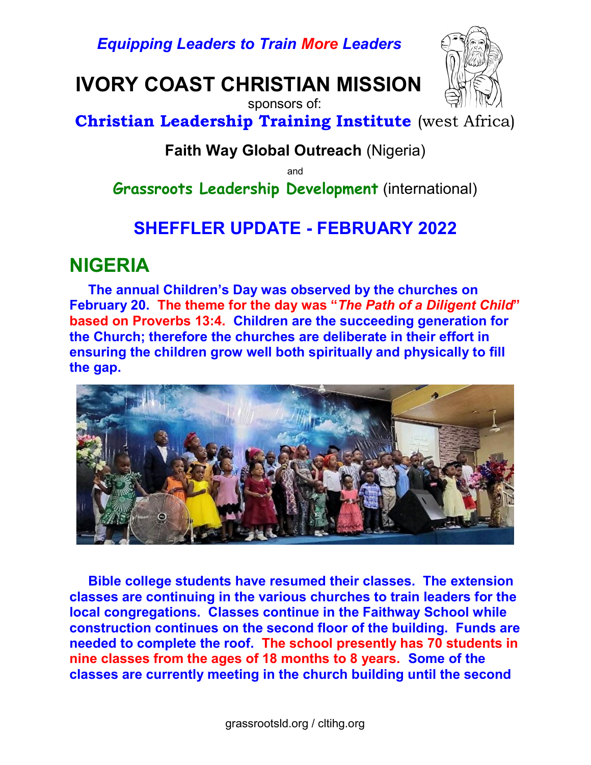*Equipping Leaders to Train More Leaders*

# IVORY COAST CHRISTIAN MISSION

sponsors of:

**Christian Leadership Training Institute** (west Africa)

**Faith Way Global Outreach** (Nigeria)

and

**Grassroots Leadership Development** (international)

## SHEFFLER UPDATE - FEBRUARY 2022

## NIGERIA

**The annual Children's Day was observed by the churches on February 20. The theme for the day was "*The Path of a Diligent Child*" based on Proverbs 13:4. Children are the succeeding generation for the Church; therefore the churches are deliberate in their effort in ensuring the children grow well both spiritually and physically to fill the gap.**

**Bible college students have resumed their classes. The extension classes are continuing in the various churches to train leaders for the local congregations. Classes continue in the Faithway School while construction continues on the second floor of the building. Funds are needed to complete the roof. The school presently has 70 students in nine classes from the ages of 18 months to 8 years. Some of the classes are currently meeting in the church building until the second**

grassrootsld.org / cltihg.org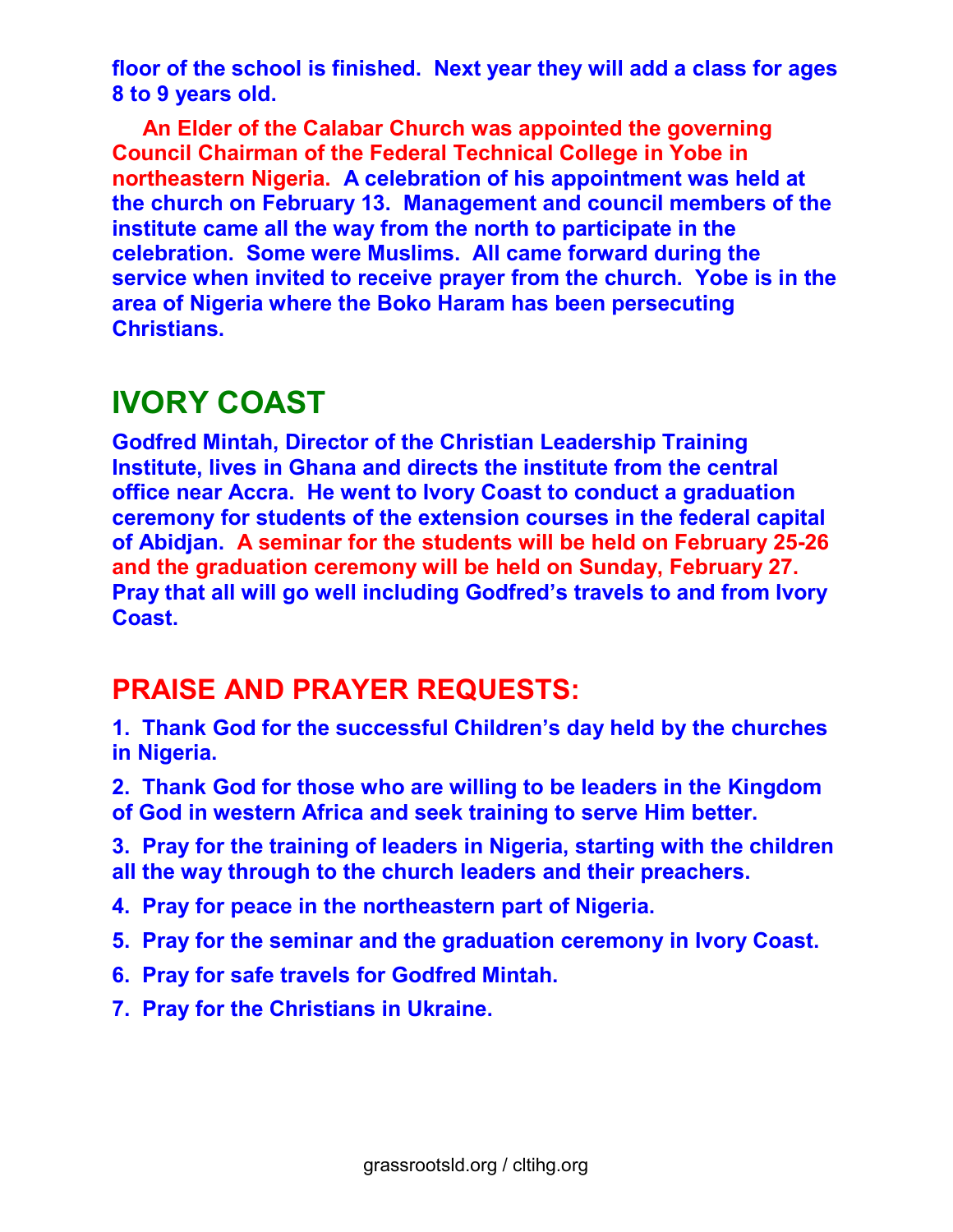**floor of the school is finished. Next year they will add a class for ages 8 to 9 years old.**

**An Elder of the Calabar Church was appointed the governing Council Chairman of the Federal Technical College in Yobe in northeastern Nigeria. A celebration of his appointment was held at the church on February 13. Management and council members of the institute came all the way from the north to participate in the celebration. Some were Muslims. All came forward during the service when invited to receive prayer from the church. Yobe is in the area of Nigeria where the Boko Haram has been persecuting Christians.**

## IVORY COAST

**Godfred Mintah, Director of the Christian Leadership Training Institute, lives in Ghana and directs the institute from the central office near Accra. He went to Ivory Coast to conduct a graduation ceremony for students of the extension courses in the federal capital of Abidjan. A seminar for the students will be held on February 25-26 and the graduation ceremony will be held on Sunday, February 27. Pray that all will go well including Godfred's travels to and from Ivory Coast.**

## PRAISE AND PRAYER REQUESTS:

1. **Thank God for the successful Children's day held by the churches in Nigeria.**
2. **Thank God for those who are willing to be leaders in the Kingdom of God in western Africa and seek training to serve Him better.**
3. **Pray for the training of leaders in Nigeria, starting with the children all the way through to the church leaders and their preachers.**
4. **Pray for peace in the northeastern part of Nigeria.**
5. **Pray for the seminar and the graduation ceremony in Ivory Coast.**
6. **Pray for safe travels for Godfred Mintah.**
7. **Pray for the Christians in Ukraine.**

grassrootsld.org / cltihg.org